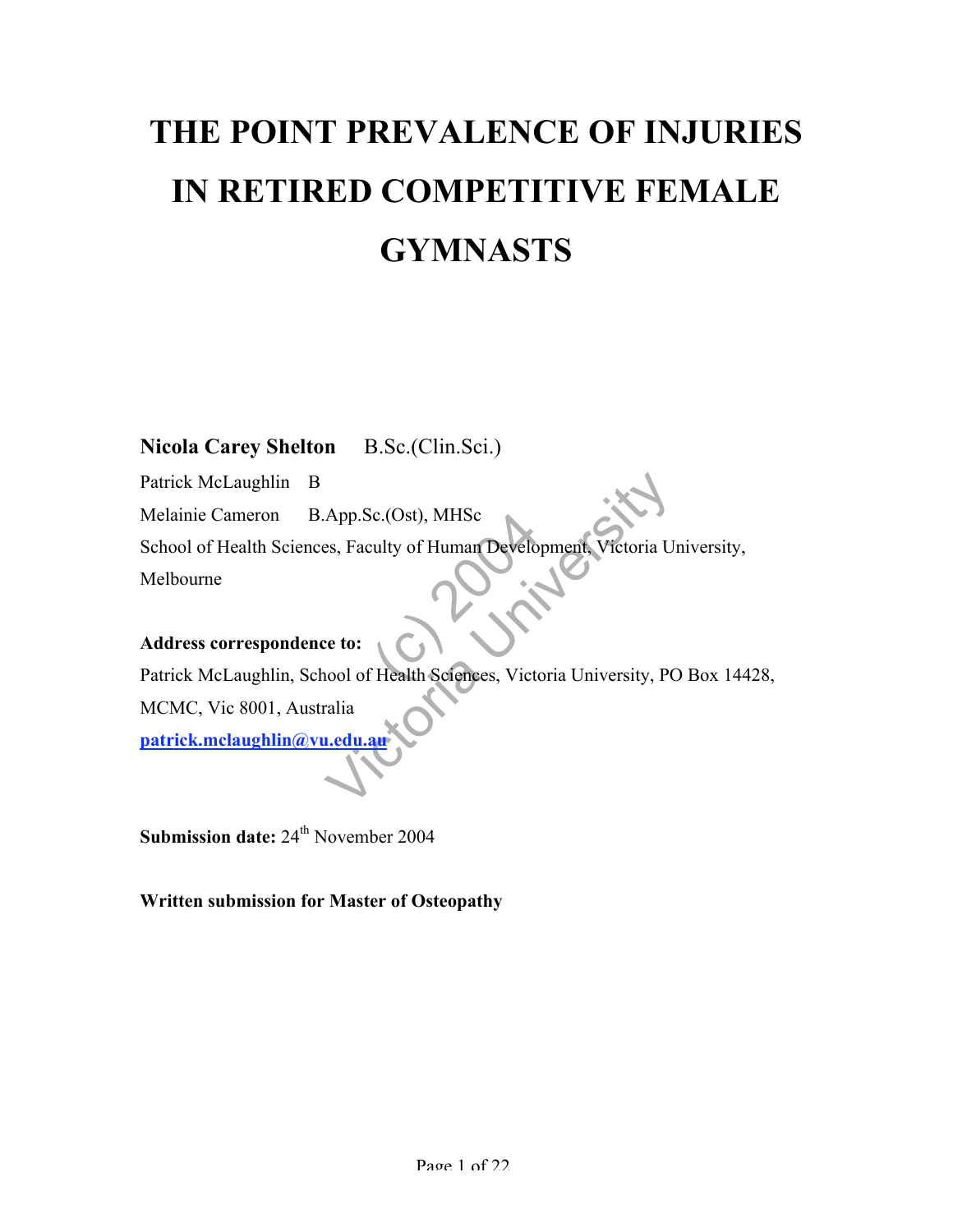# THE POINT PREVALENCE OF INJURIES IN RETIRED COMPETITIVE FEMALE GYMNASTS

**Nicola Carey Shelton** B.Sc.(Clin.Sci.)

Patrick McLaughlin B

Melainie Cameron B.App.Sc.(Ost), MHSc

School of Health Sciences, Faculty of Human Development, Victoria University, Melbourne

**Address correspondence to:**

Patrick McLaughlin, School of Health Sciences, Victoria University, PO Box 14428, MCMC, Vic 8001, Australia

patrick.mclaughlin@vu.edu.au

**Submission date:** 24th November 2004

**Written submission for Master of Osteopathy**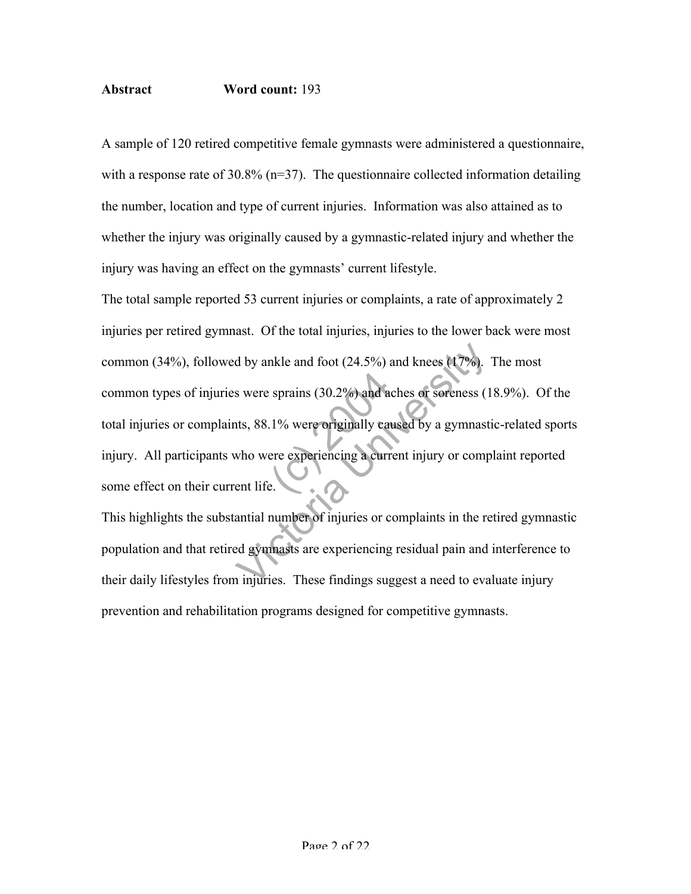**Abstract** **Word count:** 193

A sample of 120 retired competitive female gymnasts were administered a questionnaire, with a response rate of 30.8% (n=37). The questionnaire collected information detailing the number, location and type of current injuries. Information was also attained as to whether the injury was originally caused by a gymnastic-related injury and whether the injury was having an effect on the gymnasts' current lifestyle.

The total sample reported 53 current injuries or complaints, a rate of approximately 2 injuries per retired gymnast. Of the total injuries, injuries to the lower back were most common (34%), followed by ankle and foot (24.5%) and knees (17%). The most common types of injuries were sprains (30.2%) and aches or soreness (18.9%). Of the total injuries or complaints, 88.1% were originally caused by a gymnastic-related sports injury. All participants who were experiencing a current injury or complaint reported some effect on their current life.

This highlights the substantial number of injuries or complaints in the retired gymnastic population and that retired gymnasts are experiencing residual pain and interference to their daily lifestyles from injuries. These findings suggest a need to evaluate injury prevention and rehabilitation programs designed for competitive gymnasts.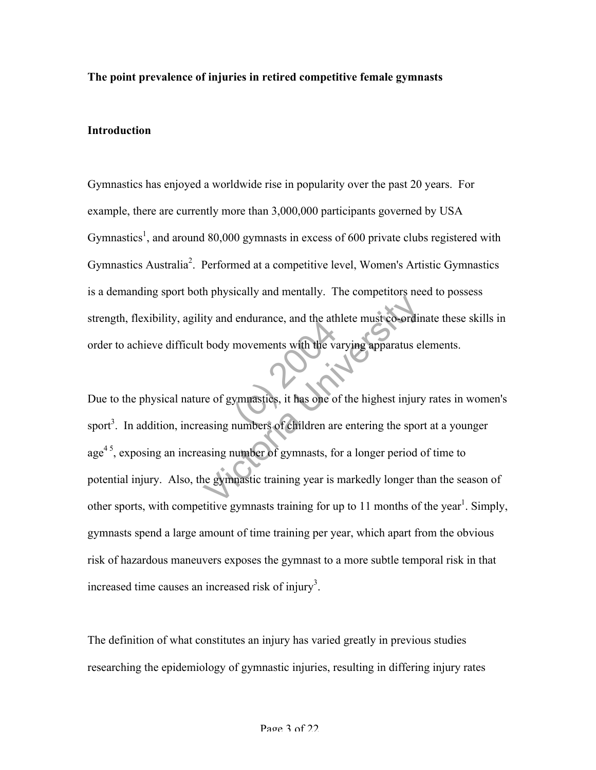**The point prevalence of injuries in retired competitive female gymnasts**

**Introduction**

Gymnastics has enjoyed a worldwide rise in popularity over the past 20 years. For example, there are currently more than 3,000,000 participants governed by USA Gymnastics[1], and around 80,000 gymnasts in excess of 600 private clubs registered with Gymnastics Australia[2]. Performed at a competitive level, Women's Artistic Gymnastics is a demanding sport both physically and mentally. The competitors need to possess strength, flexibility, agility and endurance, and the athlete must co-ordinate these skills in order to achieve difficult body movements with the varying apparatus elements.

Due to the physical nature of gymnastics, it has one of the highest injury rates in women's sport[3]. In addition, increasing numbers of children are entering the sport at a younger age[4 5], exposing an increasing number of gymnasts, for a longer period of time to potential injury. Also, the gymnastic training year is markedly longer than the season of other sports, with competitive gymnasts training for up to 11 months of the year[1]. Simply, gymnasts spend a large amount of time training per year, which apart from the obvious risk of hazardous maneuvers exposes the gymnast to a more subtle temporal risk in that increased time causes an increased risk of injury[3].

The definition of what constitutes an injury has varied greatly in previous studies researching the epidemiology of gymnastic injuries, resulting in differing injury rates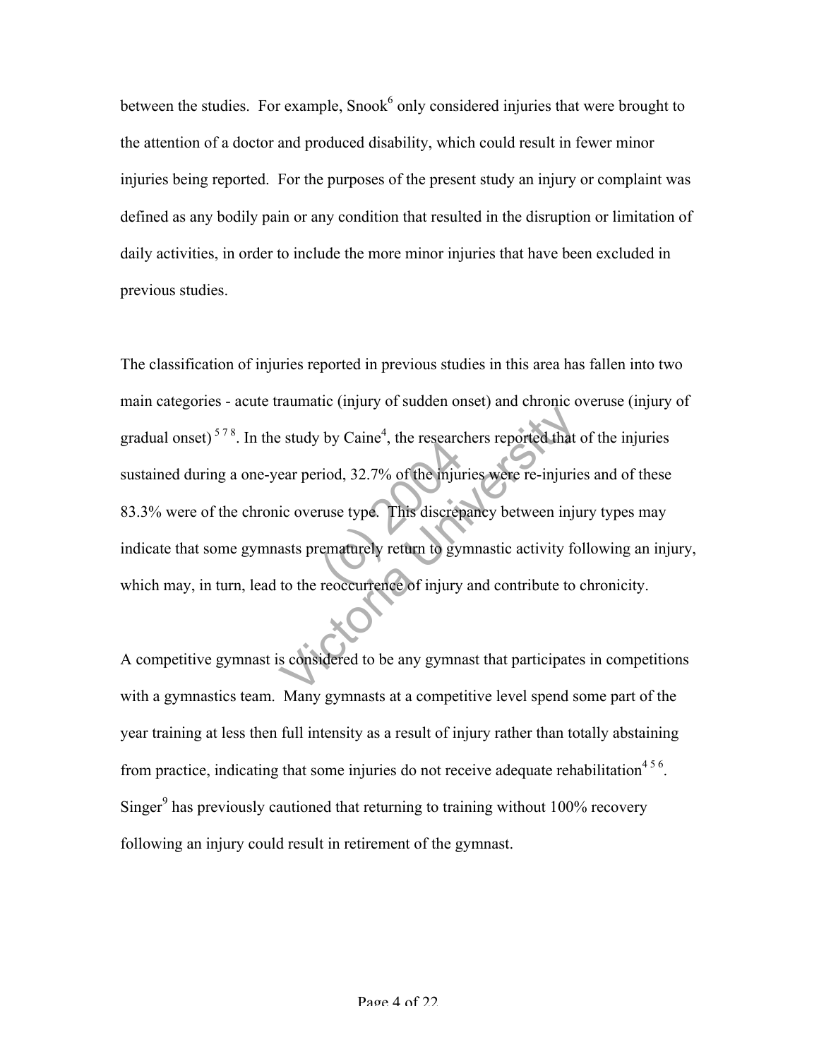between the studies. For example, Snook[6] only considered injuries that were brought to the attention of a doctor and produced disability, which could result in fewer minor injuries being reported. For the purposes of the present study an injury or complaint was defined as any bodily pain or any condition that resulted in the disruption or limitation of daily activities, in order to include the more minor injuries that have been excluded in previous studies.

The classification of injuries reported in previous studies in this area has fallen into two main categories - acute traumatic (injury of sudden onset) and chronic overuse (injury of gradual onset)[5 7 8]. In the study by Caine[4], the researchers reported that of the injuries sustained during a one-year period, 32.7% of the injuries were re-injuries and of these 83.3% were of the chronic overuse type. This discrepancy between injury types may indicate that some gymnasts prematurely return to gymnastic activity following an injury, which may, in turn, lead to the reoccurrence of injury and contribute to chronicity.

A competitive gymnast is considered to be any gymnast that participates in competitions with a gymnastics team. Many gymnasts at a competitive level spend some part of the year training at less then full intensity as a result of injury rather than totally abstaining from practice, indicating that some injuries do not receive adequate rehabilitation[4 5 6]. Singer[9] has previously cautioned that returning to training without 100% recovery following an injury could result in retirement of the gymnast.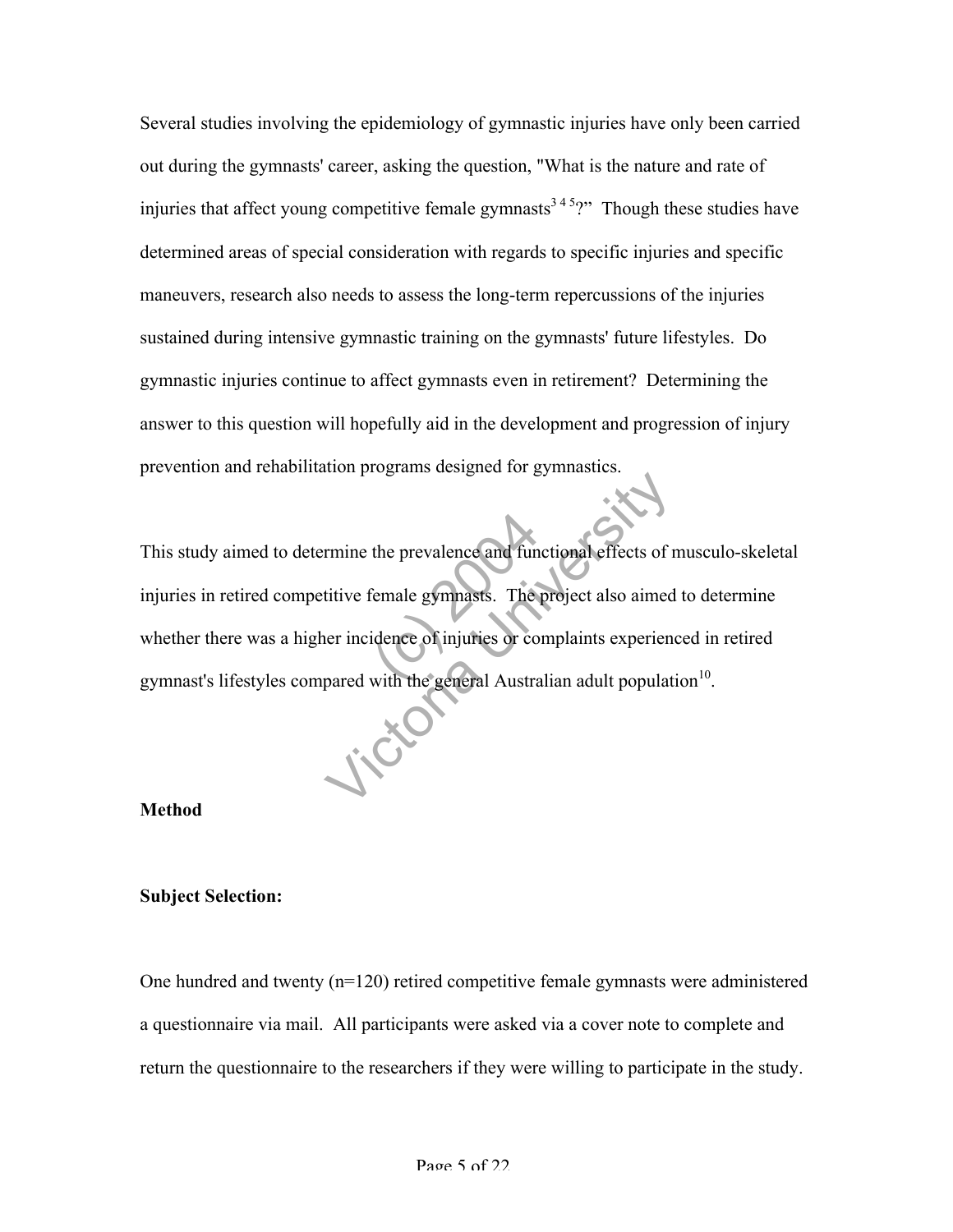Several studies involving the epidemiology of gymnastic injuries have only been carried out during the gymnasts' career, asking the question, "What is the nature and rate of injuries that affect young competitive female gymnasts[3 4 5]?" Though these studies have determined areas of special consideration with regards to specific injuries and specific maneuvers, research also needs to assess the long-term repercussions of the injuries sustained during intensive gymnastic training on the gymnasts' future lifestyles. Do gymnastic injuries continue to affect gymnasts even in retirement? Determining the answer to this question will hopefully aid in the development and progression of injury prevention and rehabilitation programs designed for gymnastics.

This study aimed to determine the prevalence and functional effects of musculo-skeletal injuries in retired competitive female gymnasts. The project also aimed to determine whether there was a higher incidence of injuries or complaints experienced in retired gymnast's lifestyles compared with the general Australian adult population[10].

## Method

### Subject Selection:

One hundred and twenty (n=120) retired competitive female gymnasts were administered a questionnaire via mail. All participants were asked via a cover note to complete and return the questionnaire to the researchers if they were willing to participate in the study.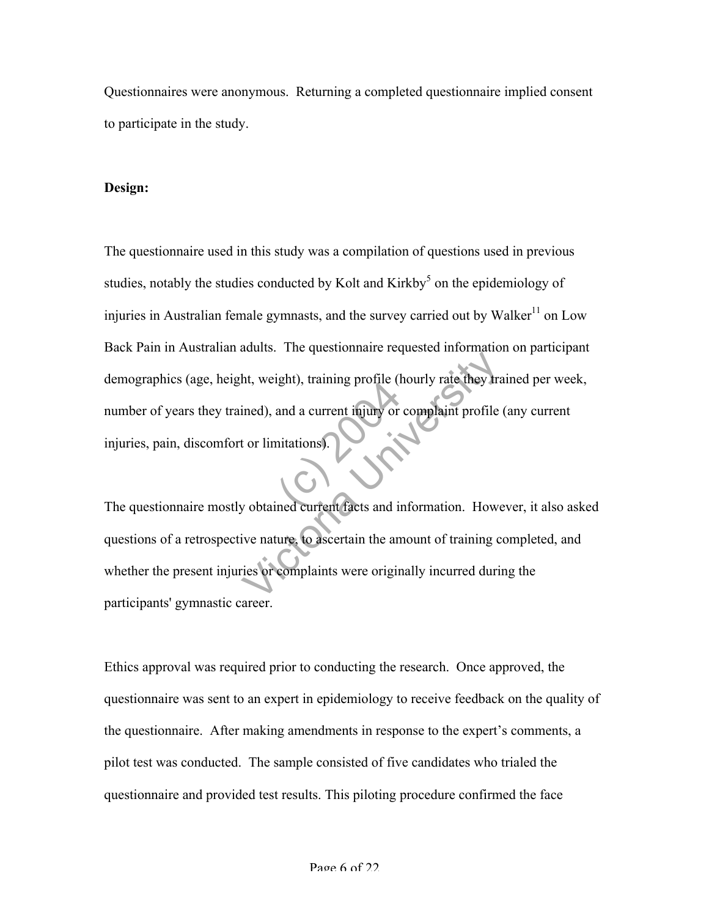Questionnaires were anonymous. Returning a completed questionnaire implied consent to participate in the study.

**Design:**

The questionnaire used in this study was a compilation of questions used in previous studies, notably the studies conducted by Kolt and Kirkby[5] on the epidemiology of injuries in Australian female gymnasts, and the survey carried out by Walker[11] on Low Back Pain in Australian adults. The questionnaire requested information on participant demographics (age, height, weight), training profile (hourly rate they trained per week, number of years they trained), and a current injury or complaint profile (any current injuries, pain, discomfort or limitations).

The questionnaire mostly obtained current facts and information. However, it also asked questions of a retrospective nature, to ascertain the amount of training completed, and whether the present injuries or complaints were originally incurred during the participants' gymnastic career.

Ethics approval was required prior to conducting the research. Once approved, the questionnaire was sent to an expert in epidemiology to receive feedback on the quality of the questionnaire. After making amendments in response to the expert's comments, a pilot test was conducted. The sample consisted of five candidates who trialed the questionnaire and provided test results. This piloting procedure confirmed the face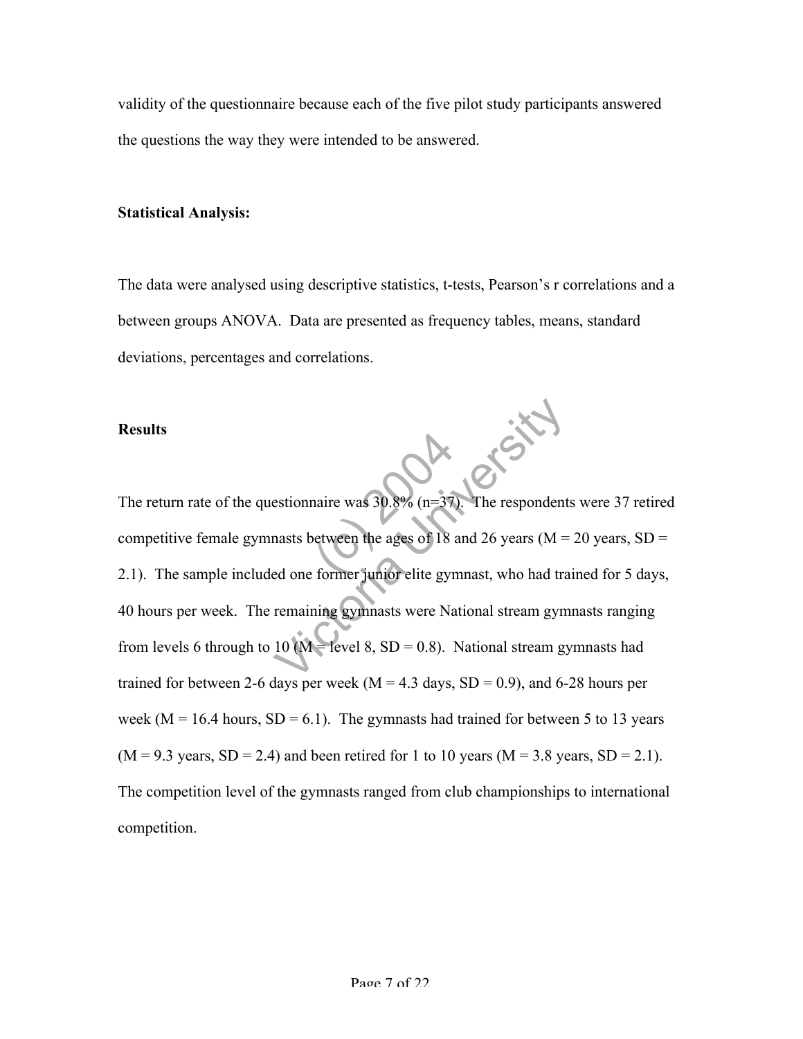validity of the questionnaire because each of the five pilot study participants answered the questions the way they were intended to be answered.

**Statistical Analysis:**

The data were analysed using descriptive statistics, t-tests, Pearson's r correlations and a between groups ANOVA. Data are presented as frequency tables, means, standard deviations, percentages and correlations.

**Results**

The return rate of the questionnaire was 30.8% (n=37). The respondents were 37 retired competitive female gymnasts between the ages of 18 and 26 years (M = 20 years, SD = 2.1). The sample included one former junior elite gymnast, who had trained for 5 days, 40 hours per week. The remaining gymnasts were National stream gymnasts ranging from levels 6 through to 10 (M = level 8, SD = 0.8). National stream gymnasts had trained for between 2-6 days per week (M = 4.3 days, SD = 0.9), and 6-28 hours per week (M = 16.4 hours, SD = 6.1). The gymnasts had trained for between 5 to 13 years (M = 9.3 years, SD = 2.4) and been retired for 1 to 10 years (M = 3.8 years, SD = 2.1). The competition level of the gymnasts ranged from club championships to international competition.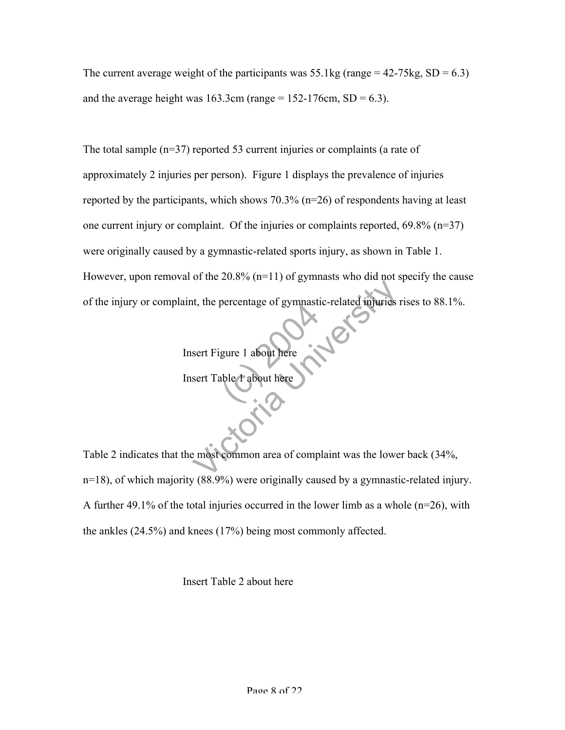The current average weight of the participants was 55.1kg (range = 42-75kg, SD = 6.3) and the average height was 163.3cm (range = 152-176cm, SD = 6.3).

The total sample (n=37) reported 53 current injuries or complaints (a rate of approximately 2 injuries per person). Figure 1 displays the prevalence of injuries reported by the participants, which shows 70.3% (n=26) of respondents having at least one current injury or complaint. Of the injuries or complaints reported, 69.8% (n=37) were originally caused by a gymnastic-related sports injury, as shown in Table 1. However, upon removal of the 20.8% (n=11) of gymnasts who did not specify the cause of the injury or complaint, the percentage of gymnastic-related injuries rises to 88.1%.

Insert Figure 1 about here

Insert Table 1 about here

Table 2 indicates that the most common area of complaint was the lower back (34%, n=18), of which majority (88.9%) were originally caused by a gymnastic-related injury. A further 49.1% of the total injuries occurred in the lower limb as a whole (n=26), with the ankles (24.5%) and knees (17%) being most commonly affected.

Insert Table 2 about here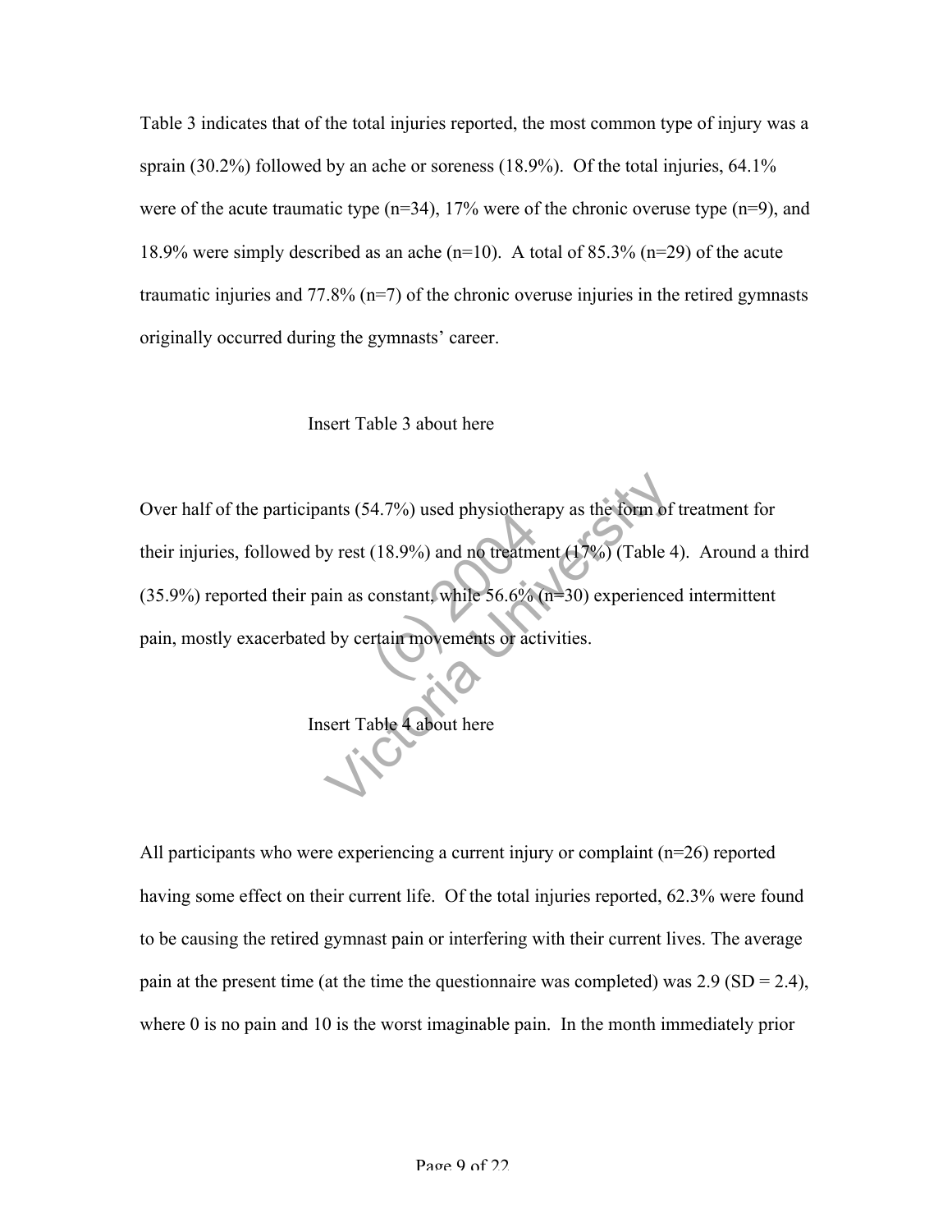Table 3 indicates that of the total injuries reported, the most common type of injury was a sprain (30.2%) followed by an ache or soreness (18.9%). Of the total injuries, 64.1% were of the acute traumatic type (n=34), 17% were of the chronic overuse type (n=9), and 18.9% were simply described as an ache (n=10). A total of 85.3% (n=29) of the acute traumatic injuries and 77.8% (n=7) of the chronic overuse injuries in the retired gymnasts originally occurred during the gymnasts' career.

Insert Table 3 about here

Over half of the participants (54.7%) used physiotherapy as the form of treatment for their injuries, followed by rest (18.9%) and no treatment (17%) (Table 4). Around a third (35.9%) reported their pain as constant, while 56.6% (n=30) experienced intermittent pain, mostly exacerbated by certain movements or activities.

Insert Table 4 about here

All participants who were experiencing a current injury or complaint (n=26) reported having some effect on their current life. Of the total injuries reported, 62.3% were found to be causing the retired gymnast pain or interfering with their current lives. The average pain at the present time (at the time the questionnaire was completed) was 2.9 (SD = 2.4), where 0 is no pain and 10 is the worst imaginable pain. In the month immediately prior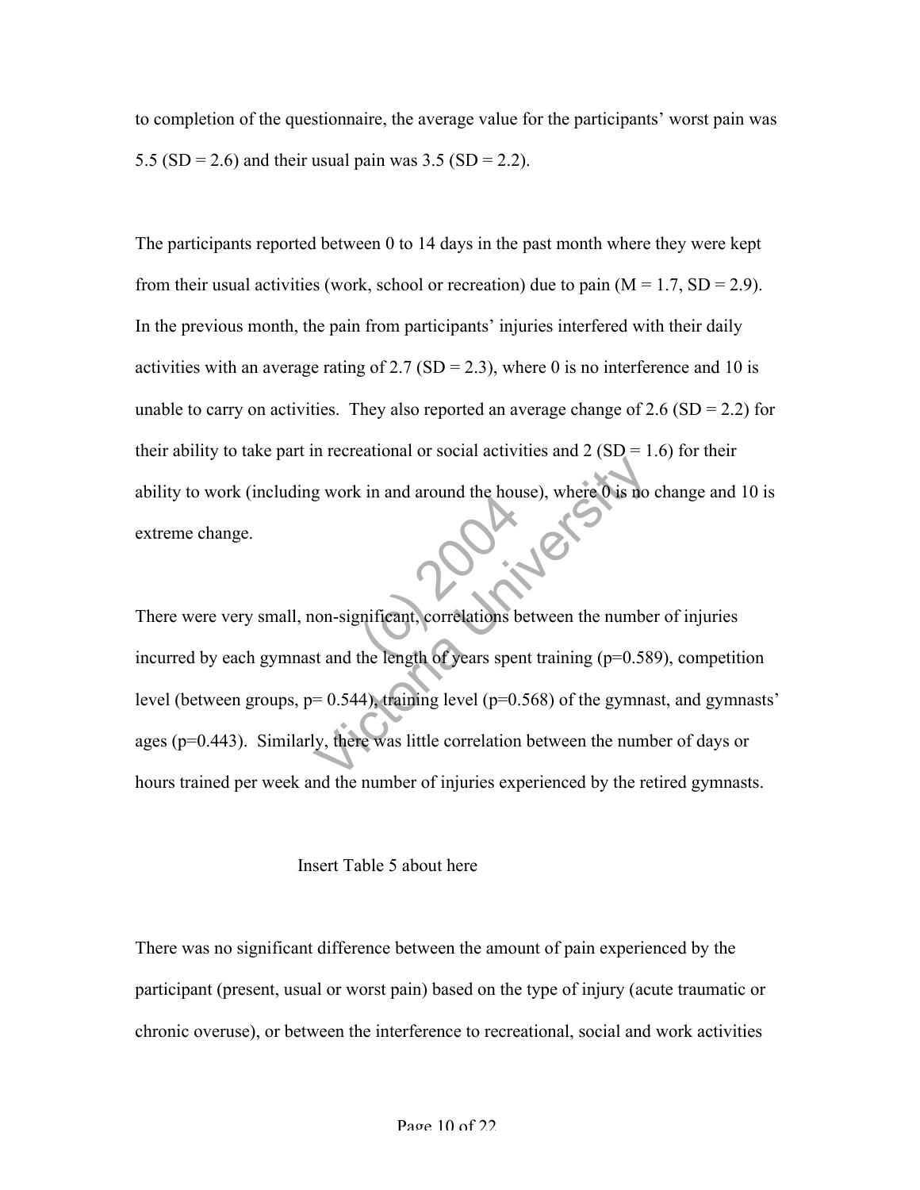to completion of the questionnaire, the average value for the participants' worst pain was 5.5 (SD = 2.6) and their usual pain was 3.5 (SD = 2.2).

The participants reported between 0 to 14 days in the past month where they were kept from their usual activities (work, school or recreation) due to pain (M = 1.7, SD = 2.9). In the previous month, the pain from participants' injuries interfered with their daily activities with an average rating of 2.7 (SD = 2.3), where 0 is no interference and 10 is unable to carry on activities. They also reported an average change of 2.6 (SD = 2.2) for their ability to take part in recreational or social activities and 2 (SD = 1.6) for their ability to work (including work in and around the house), where 0 is no change and 10 is extreme change.

There were very small, non-significant, correlations between the number of injuries incurred by each gymnast and the length of years spent training ($p=0.589$), competition level (between groups, $p= 0.544$), training level ($p=0.568$) of the gymnast, and gymnasts' ages ($p=0.443$). Similarly, there was little correlation between the number of days or hours trained per week and the number of injuries experienced by the retired gymnasts.

Insert Table 5 about here

There was no significant difference between the amount of pain experienced by the participant (present, usual or worst pain) based on the type of injury (acute traumatic or chronic overuse), or between the interference to recreational, social and work activities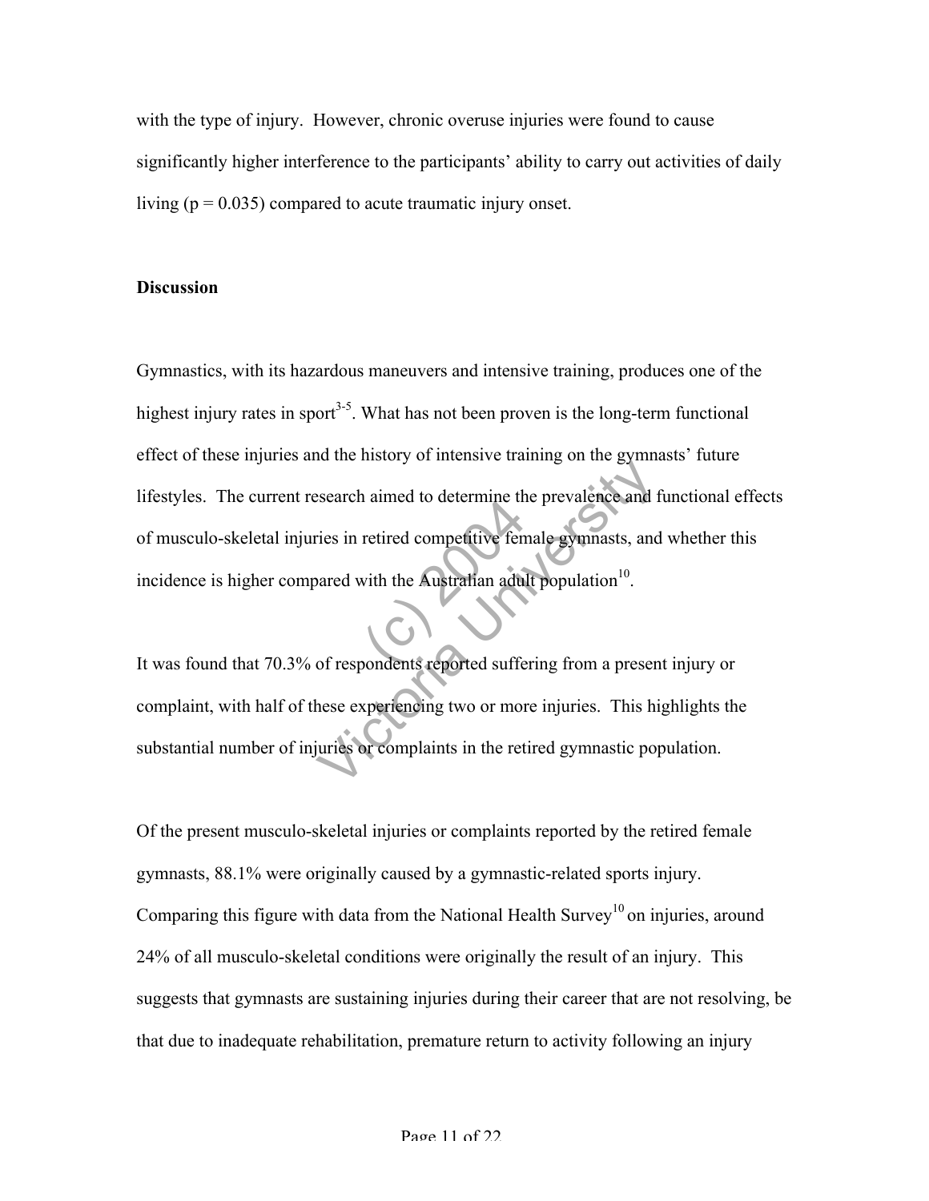with the type of injury. However, chronic overuse injuries were found to cause significantly higher interference to the participants' ability to carry out activities of daily living ($p = 0.035$) compared to acute traumatic injury onset.

## Discussion

Gymnastics, with its hazardous maneuvers and intensive training, produces one of the highest injury rates in sport[3-5]. What has not been proven is the long-term functional effect of these injuries and the history of intensive training on the gymnasts' future lifestyles. The current research aimed to determine the prevalence and functional effects of musculo-skeletal injuries in retired competitive female gymnasts, and whether this incidence is higher compared with the Australian adult population[10].

It was found that 70.3% of respondents reported suffering from a present injury or complaint, with half of these experiencing two or more injuries. This highlights the substantial number of injuries or complaints in the retired gymnastic population.

Of the present musculo-skeletal injuries or complaints reported by the retired female gymnasts, 88.1% were originally caused by a gymnastic-related sports injury. Comparing this figure with data from the National Health Survey[10] on injuries, around 24% of all musculo-skeletal conditions were originally the result of an injury. This suggests that gymnasts are sustaining injuries during their career that are not resolving, be that due to inadequate rehabilitation, premature return to activity following an injury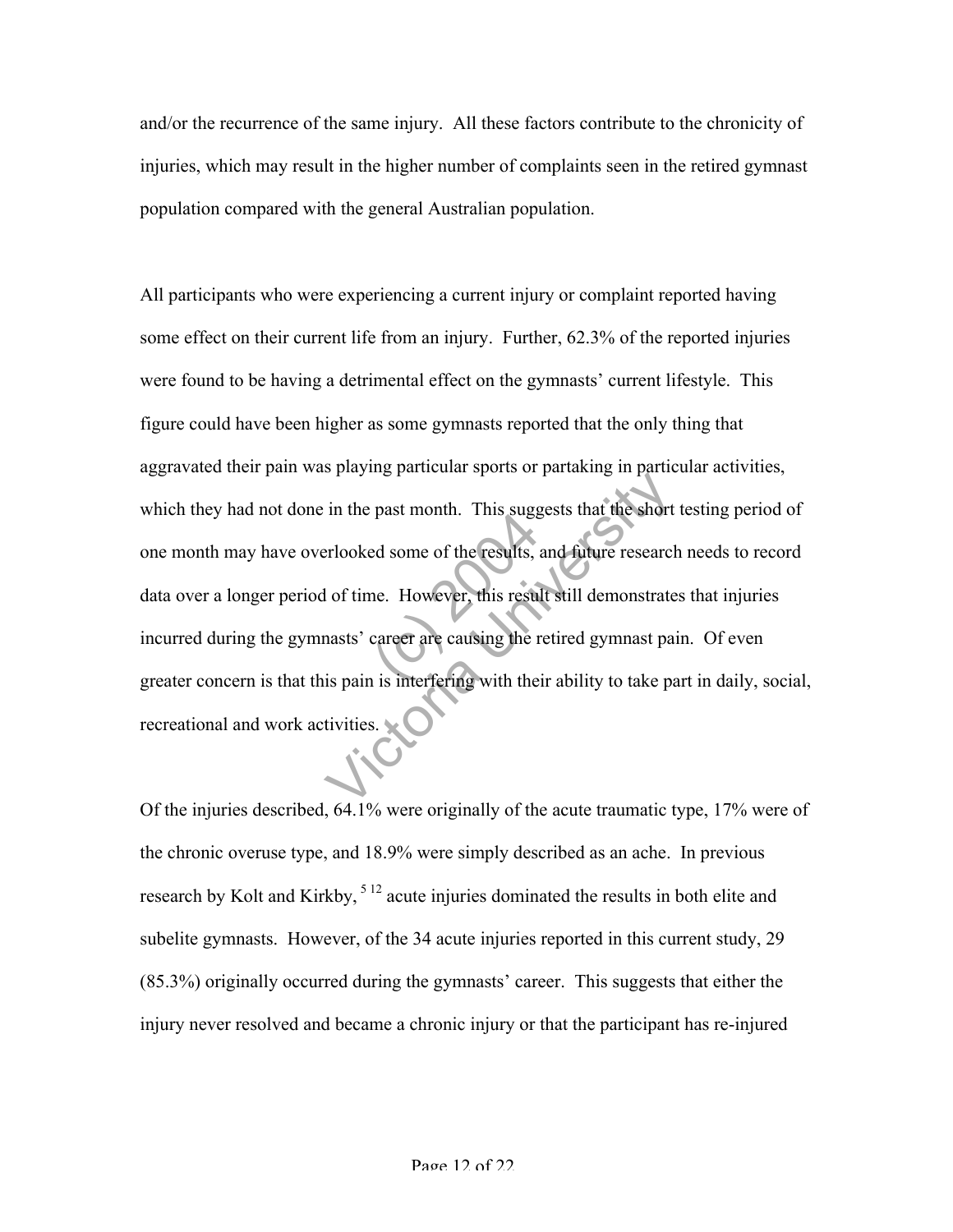and/or the recurrence of the same injury. All these factors contribute to the chronicity of injuries, which may result in the higher number of complaints seen in the retired gymnast population compared with the general Australian population.

All participants who were experiencing a current injury or complaint reported having some effect on their current life from an injury. Further, 62.3% of the reported injuries were found to be having a detrimental effect on the gymnasts' current lifestyle. This figure could have been higher as some gymnasts reported that the only thing that aggravated their pain was playing particular sports or partaking in particular activities, which they had not done in the past month. This suggests that the short testing period of one month may have overlooked some of the results, and future research needs to record data over a longer period of time. However, this result still demonstrates that injuries incurred during the gymnasts' career are causing the retired gymnast pain. Of even greater concern is that this pain is interfering with their ability to take part in daily, social, recreational and work activities.

Of the injuries described, 64.1% were originally of the acute traumatic type, 17% were of the chronic overuse type, and 18.9% were simply described as an ache. In previous research by Kolt and Kirkby, [5 12] acute injuries dominated the results in both elite and subelite gymnasts. However, of the 34 acute injuries reported in this current study, 29 (85.3%) originally occurred during the gymnasts' career. This suggests that either the injury never resolved and became a chronic injury or that the participant has re-injured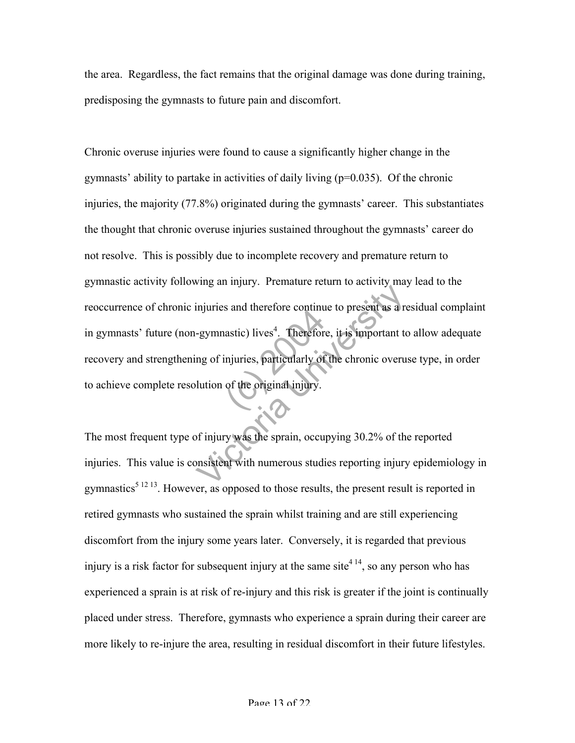the area. Regardless, the fact remains that the original damage was done during training, predisposing the gymnasts to future pain and discomfort.

Chronic overuse injuries were found to cause a significantly higher change in the gymnasts' ability to partake in activities of daily living ($p=0.035$). Of the chronic injuries, the majority (77.8%) originated during the gymnasts' career. This substantiates the thought that chronic overuse injuries sustained throughout the gymnasts' career do not resolve. This is possibly due to incomplete recovery and premature return to gymnastic activity following an injury. Premature return to activity may lead to the reoccurrence of chronic injuries and therefore continue to present as a residual complaint in gymnasts' future (non-gymnastic) lives[4]. Therefore, it is important to allow adequate recovery and strengthening of injuries, particularly of the chronic overuse type, in order to achieve complete resolution of the original injury.

The most frequent type of injury was the sprain, occupying 30.2% of the reported injuries. This value is consistent with numerous studies reporting injury epidemiology in gymnastics[5 12 13]. However, as opposed to those results, the present result is reported in retired gymnasts who sustained the sprain whilst training and are still experiencing discomfort from the injury some years later. Conversely, it is regarded that previous injury is a risk factor for subsequent injury at the same site[4 14], so any person who has experienced a sprain is at risk of re-injury and this risk is greater if the joint is continually placed under stress. Therefore, gymnasts who experience a sprain during their career are more likely to re-injure the area, resulting in residual discomfort in their future lifestyles.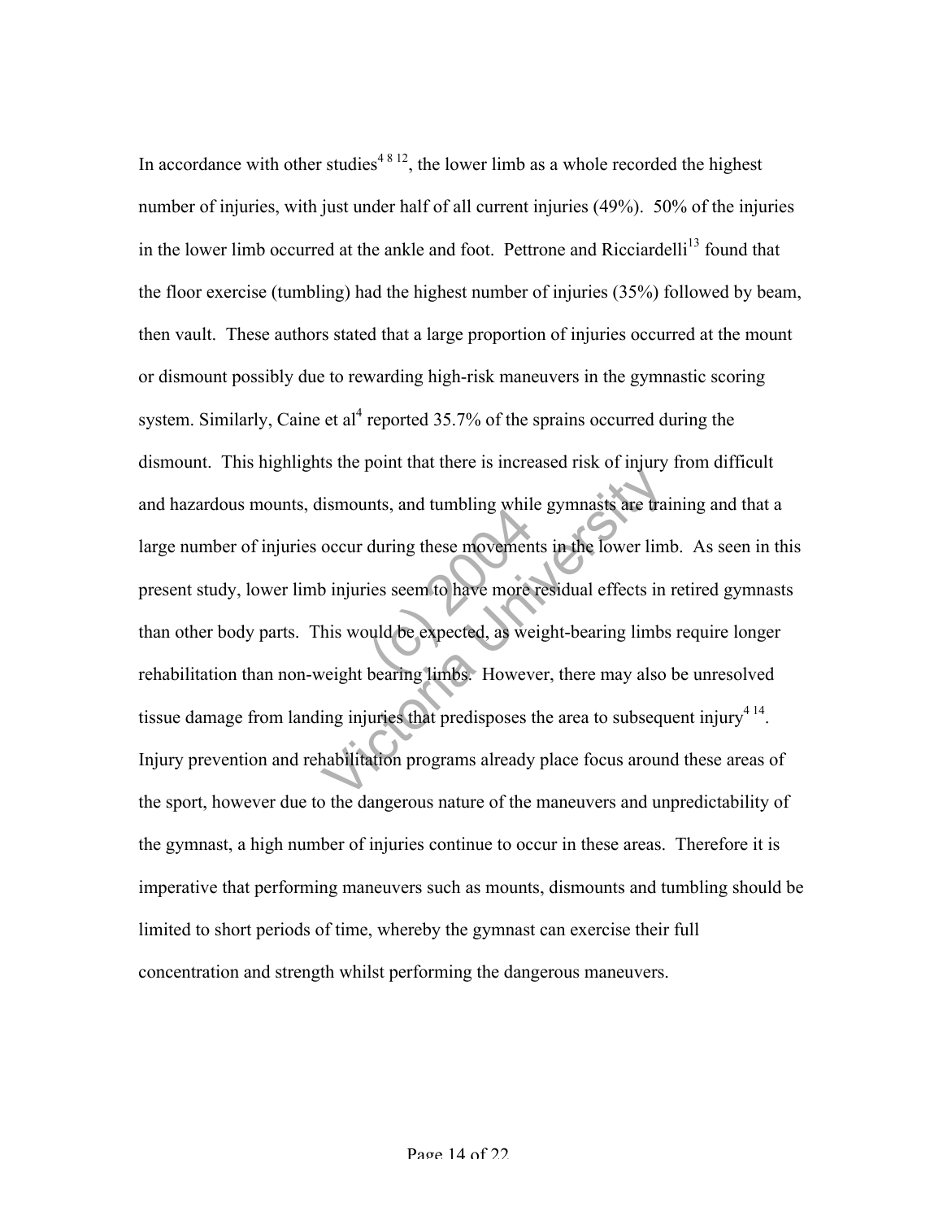In accordance with other studies[4 8 12], the lower limb as a whole recorded the highest number of injuries, with just under half of all current injuries (49%). 50% of the injuries in the lower limb occurred at the ankle and foot. Pettrone and Ricciardelli[13] found that the floor exercise (tumbling) had the highest number of injuries (35%) followed by beam, then vault. These authors stated that a large proportion of injuries occurred at the mount or dismount possibly due to rewarding high-risk maneuvers in the gymnastic scoring system. Similarly, Caine et al[4] reported 35.7% of the sprains occurred during the dismount. This highlights the point that there is increased risk of injury from difficult and hazardous mounts, dismounts, and tumbling while gymnasts are training and that a large number of injuries occur during these movements in the lower limb. As seen in this present study, lower limb injuries seem to have more residual effects in retired gymnasts than other body parts. This would be expected, as weight-bearing limbs require longer rehabilitation than non-weight bearing limbs. However, there may also be unresolved tissue damage from landing injuries that predisposes the area to subsequent injury[4 14]. Injury prevention and rehabilitation programs already place focus around these areas of the sport, however due to the dangerous nature of the maneuvers and unpredictability of the gymnast, a high number of injuries continue to occur in these areas. Therefore it is imperative that performing maneuvers such as mounts, dismounts and tumbling should be limited to short periods of time, whereby the gymnast can exercise their full concentration and strength whilst performing the dangerous maneuvers.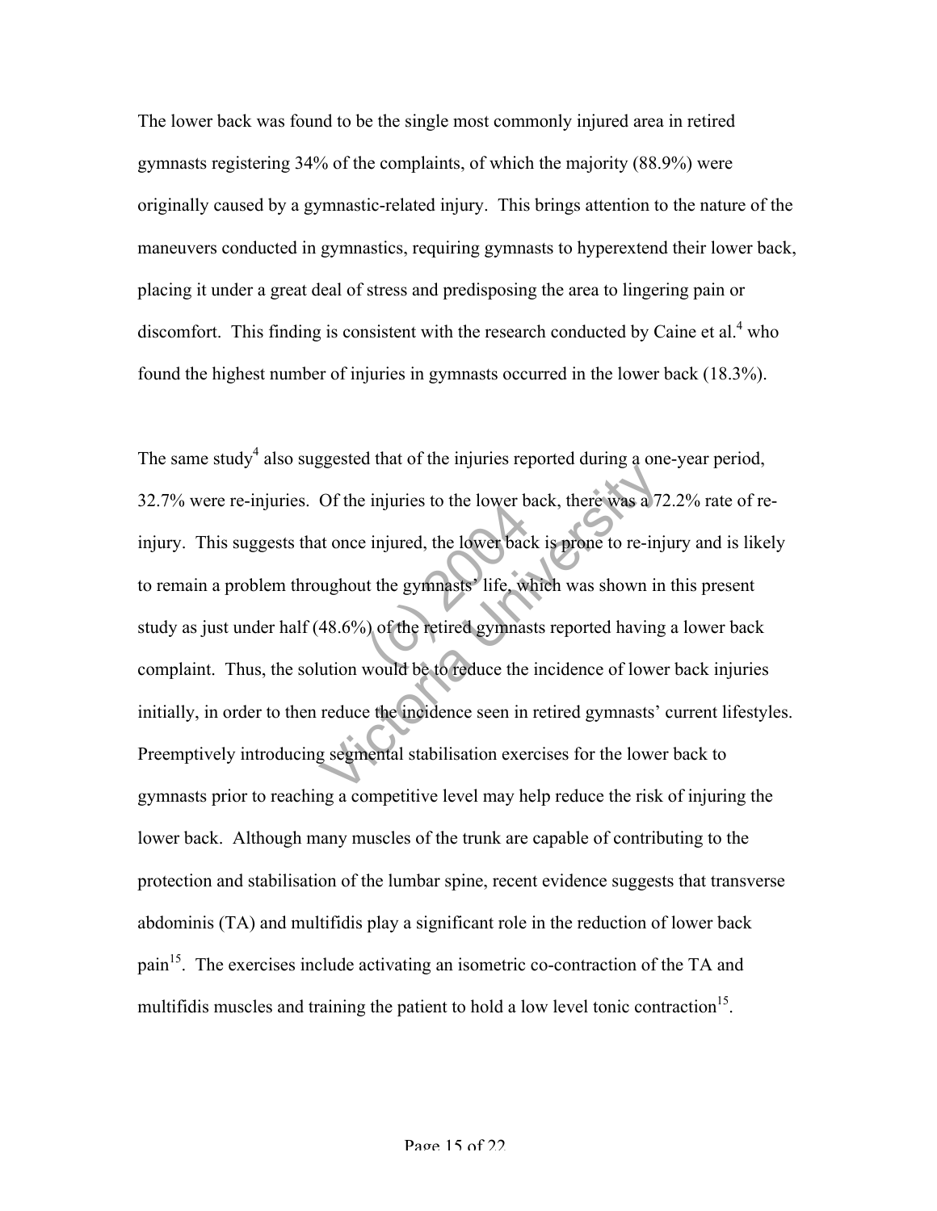The lower back was found to be the single most commonly injured area in retired gymnasts registering 34% of the complaints, of which the majority (88.9%) were originally caused by a gymnastic-related injury. This brings attention to the nature of the maneuvers conducted in gymnastics, requiring gymnasts to hyperextend their lower back, placing it under a great deal of stress and predisposing the area to lingering pain or discomfort. This finding is consistent with the research conducted by Caine et al.[4] who found the highest number of injuries in gymnasts occurred in the lower back (18.3%).

The same study[4] also suggested that of the injuries reported during a one-year period, 32.7% were re-injuries. Of the injuries to the lower back, there was a 72.2% rate of re-injury. This suggests that once injured, the lower back is prone to re-injury and is likely to remain a problem throughout the gymnasts' life, which was shown in this present study as just under half (48.6%) of the retired gymnasts reported having a lower back complaint. Thus, the solution would be to reduce the incidence of lower back injuries initially, in order to then reduce the incidence seen in retired gymnasts' current lifestyles. Preemptively introducing segmental stabilisation exercises for the lower back to gymnasts prior to reaching a competitive level may help reduce the risk of injuring the lower back. Although many muscles of the trunk are capable of contributing to the protection and stabilisation of the lumbar spine, recent evidence suggests that transverse abdominis (TA) and multifidis play a significant role in the reduction of lower back pain[15]. The exercises include activating an isometric co-contraction of the TA and multifidis muscles and training the patient to hold a low level tonic contraction[15].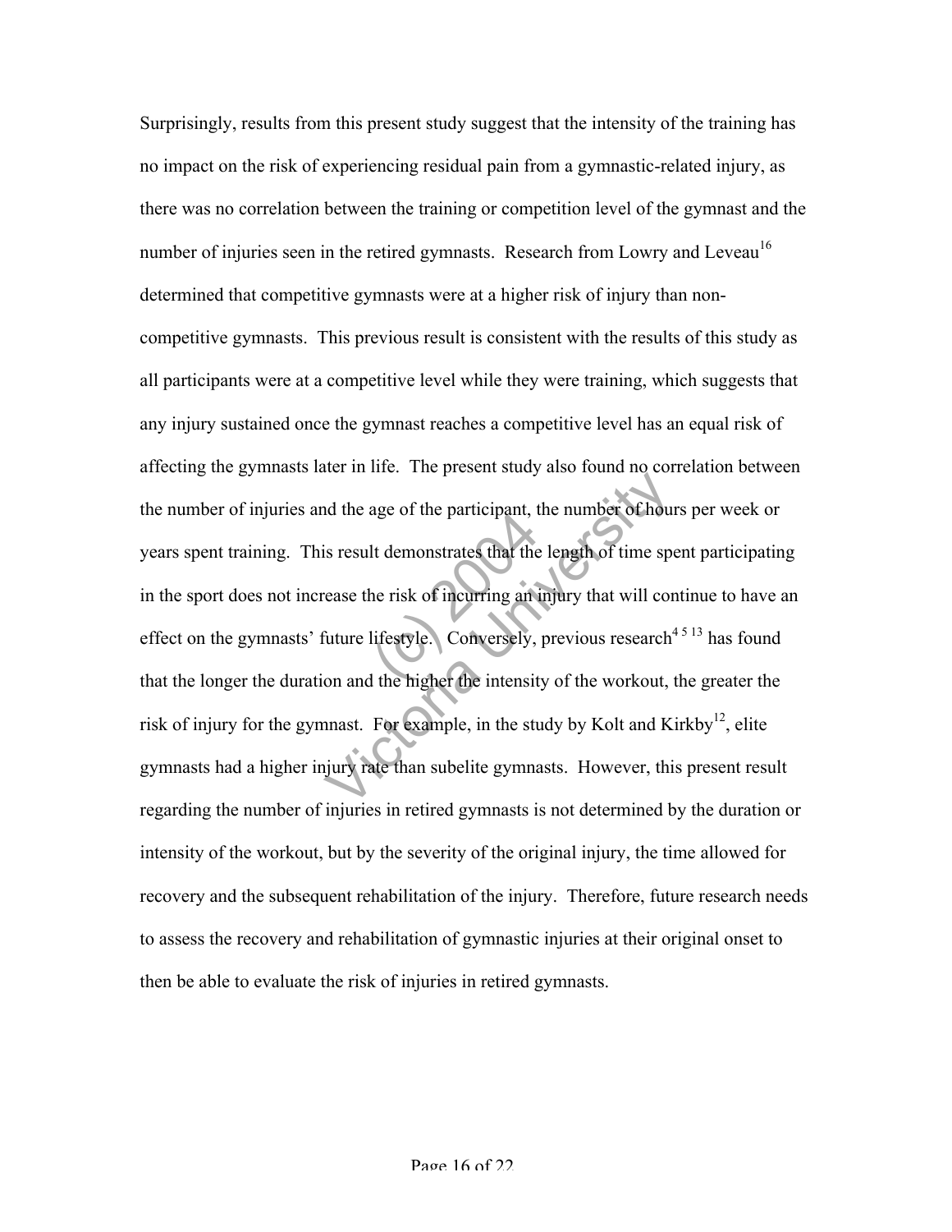Surprisingly, results from this present study suggest that the intensity of the training has no impact on the risk of experiencing residual pain from a gymnastic-related injury, as there was no correlation between the training or competition level of the gymnast and the number of injuries seen in the retired gymnasts. Research from Lowry and Leveau[16] determined that competitive gymnasts were at a higher risk of injury than non-competitive gymnasts. This previous result is consistent with the results of this study as all participants were at a competitive level while they were training, which suggests that any injury sustained once the gymnast reaches a competitive level has an equal risk of affecting the gymnasts later in life. The present study also found no correlation between the number of injuries and the age of the participant, the number of hours per week or years spent training. This result demonstrates that the length of time spent participating in the sport does not increase the risk of incurring an injury that will continue to have an effect on the gymnasts' future lifestyle. Conversely, previous research[4 5 13] has found that the longer the duration and the higher the intensity of the workout, the greater the risk of injury for the gymnast. For example, in the study by Kolt and Kirkby[12], elite gymnasts had a higher injury rate than subelite gymnasts. However, this present result regarding the number of injuries in retired gymnasts is not determined by the duration or intensity of the workout, but by the severity of the original injury, the time allowed for recovery and the subsequent rehabilitation of the injury. Therefore, future research needs to assess the recovery and rehabilitation of gymnastic injuries at their original onset to then be able to evaluate the risk of injuries in retired gymnasts.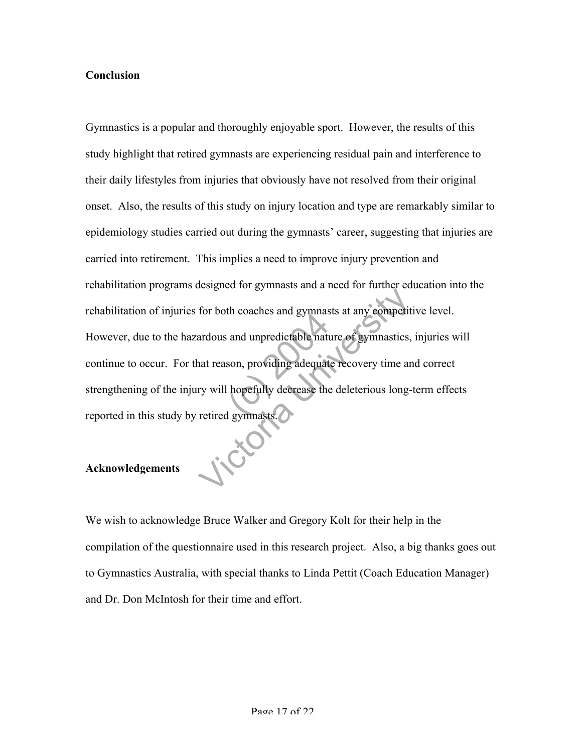**Conclusion**

Gymnastics is a popular and thoroughly enjoyable sport. However, the results of this study highlight that retired gymnasts are experiencing residual pain and interference to their daily lifestyles from injuries that obviously have not resolved from their original onset. Also, the results of this study on injury location and type are remarkably similar to epidemiology studies carried out during the gymnasts' career, suggesting that injuries are carried into retirement. This implies a need to improve injury prevention and rehabilitation programs designed for gymnasts and a need for further education into the rehabilitation of injuries for both coaches and gymnasts at any competitive level. However, due to the hazardous and unpredictable nature of gymnastics, injuries will continue to occur. For that reason, providing adequate recovery time and correct strengthening of the injury will hopefully decrease the deleterious long-term effects reported in this study by retired gymnasts.

**Acknowledgements**

We wish to acknowledge Bruce Walker and Gregory Kolt for their help in the compilation of the questionnaire used in this research project. Also, a big thanks goes out to Gymnastics Australia, with special thanks to Linda Pettit (Coach Education Manager) and Dr. Don McIntosh for their time and effort.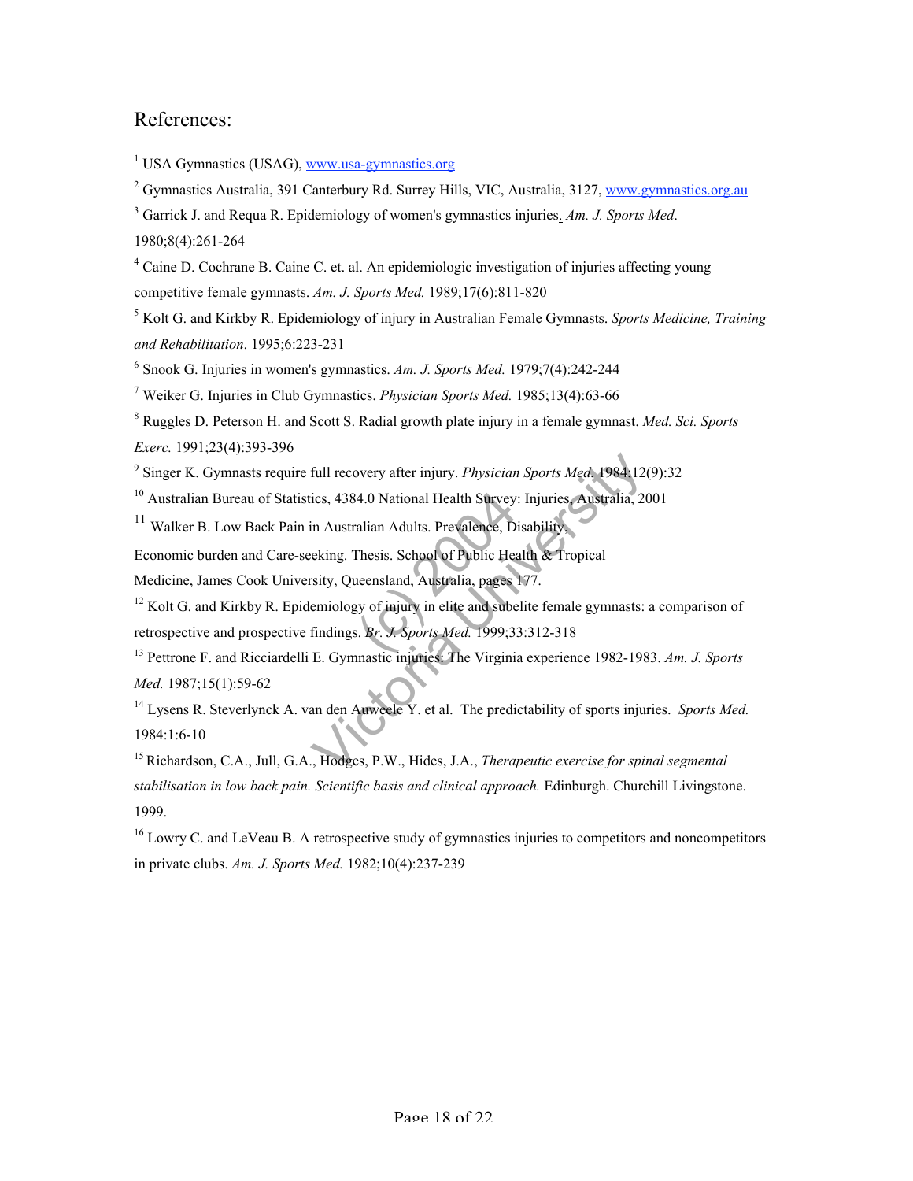# References:

[1] USA Gymnastics (USAG), www.usa-gymnastics.org

[2] Gymnastics Australia, 391 Canterbury Rd. Surrey Hills, VIC, Australia, 3127, www.gymnastics.org.au

[3] Garrick J. and Requa R. Epidemiology of women's gymnastics injuries. *Am. J. Sports Med*. 1980;8(4):261-264

[4] Caine D. Cochrane B. Caine C. et. al. An epidemiologic investigation of injuries affecting young competitive female gymnasts. *Am. J. Sports Med.* 1989;17(6):811-820

[5] Kolt G. and Kirkby R. Epidemiology of injury in Australian Female Gymnasts. *Sports Medicine, Training and Rehabilitation*. 1995;6:223-231

[6] Snook G. Injuries in women's gymnastics. *Am. J. Sports Med.* 1979;7(4):242-244

[7] Weiker G. Injuries in Club Gymnastics. *Physician Sports Med.* 1985;13(4):63-66

[8] Ruggles D. Peterson H. and Scott S. Radial growth plate injury in a female gymnast. *Med. Sci. Sports Exerc.* 1991;23(4):393-396

[9] Singer K. Gymnasts require full recovery after injury. *Physician Sports Med.* 1984;12(9):32

[10] Australian Bureau of Statistics, 4384.0 National Health Survey: Injuries, Australia, 2001

[11] Walker B. Low Back Pain in Australian Adults. Prevalence, Disability, Economic burden and Care-seeking. Thesis. School of Public Health & Tropical Medicine, James Cook University, Queensland, Australia, pages 177.

[12] Kolt G. and Kirkby R. Epidemiology of injury in elite and subelite female gymnasts: a comparison of retrospective and prospective findings. *Br. J. Sports Med.* 1999;33:312-318

[13] Pettrone F. and Ricciardelli E. Gymnastic injuries: The Virginia experience 1982-1983. *Am. J. Sports Med.* 1987;15(1):59-62

[14] Lysens R. Steverlynck A. van den Auweele Y. et al. The predictability of sports injuries. *Sports Med.* 1984:1:6-10

[15] Richardson, C.A., Jull, G.A., Hodges, P.W., Hides, J.A., *Therapeutic exercise for spinal segmental stabilisation in low back pain. Scientific basis and clinical approach.* Edinburgh. Churchill Livingstone. 1999.

[16] Lowry C. and LeVeau B. A retrospective study of gymnastics injuries to competitors and noncompetitors in private clubs. *Am. J. Sports Med.* 1982;10(4):237-239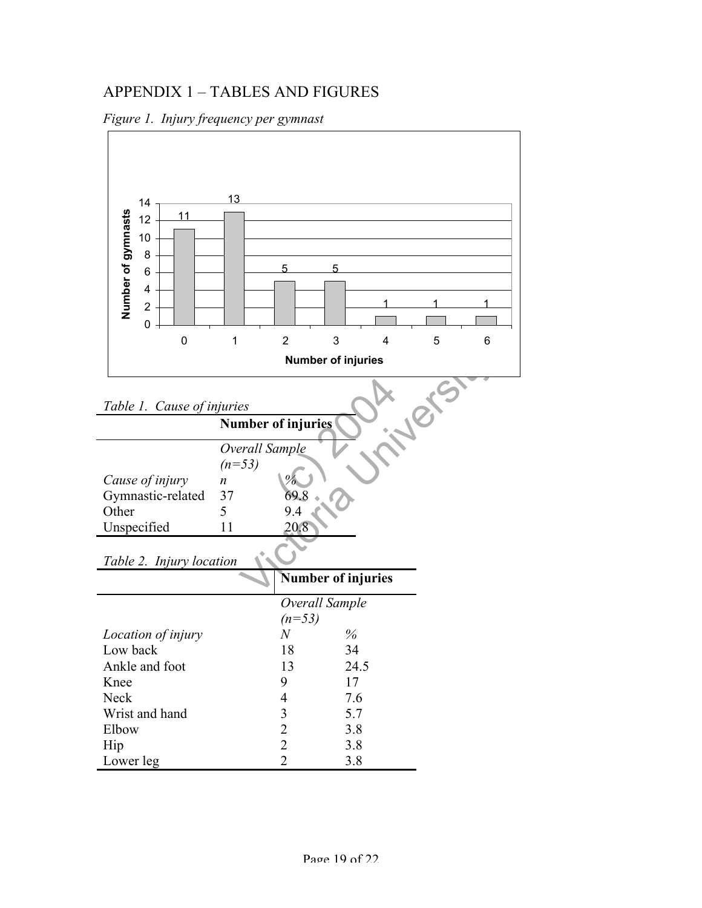# APPENDIX 1 – TABLES AND FIGURES

*Figure 1. Injury frequency per gymnast*

| Number of injuries | 0 | 1 | 2 | 3 | 4 | 5 | 6 |
|---|---|---|---|---|---|---|---|
| Number of gymnasts | 11 | 13 | 5 | 5 | 1 | 1 | 1 |

*Table 1. Cause of injuries*

| | **Number of injuries** | |
|---|---|---|
| | *Overall Sample (n=53)* | |
| *Cause of injury* | *n* | *%* |
| Gymnastic-related | 37 | 69.8 |
| Other | 5 | 9.4 |
| Unspecified | 11 | 20.8 |

*Table 2. Injury location*

| | **Number of injuries** | |
|---|---|---|
| | *Overall Sample (n=53)* | |
| *Location of injury* | *N* | *%* |
| Low back | 18 | 34 |
| Ankle and foot | 13 | 24.5 |
| Knee | 9 | 17 |
| Neck | 4 | 7.6 |
| Wrist and hand | 3 | 5.7 |
| Elbow | 2 | 3.8 |
| Hip | 2 | 3.8 |
| Lower leg | 2 | 3.8 |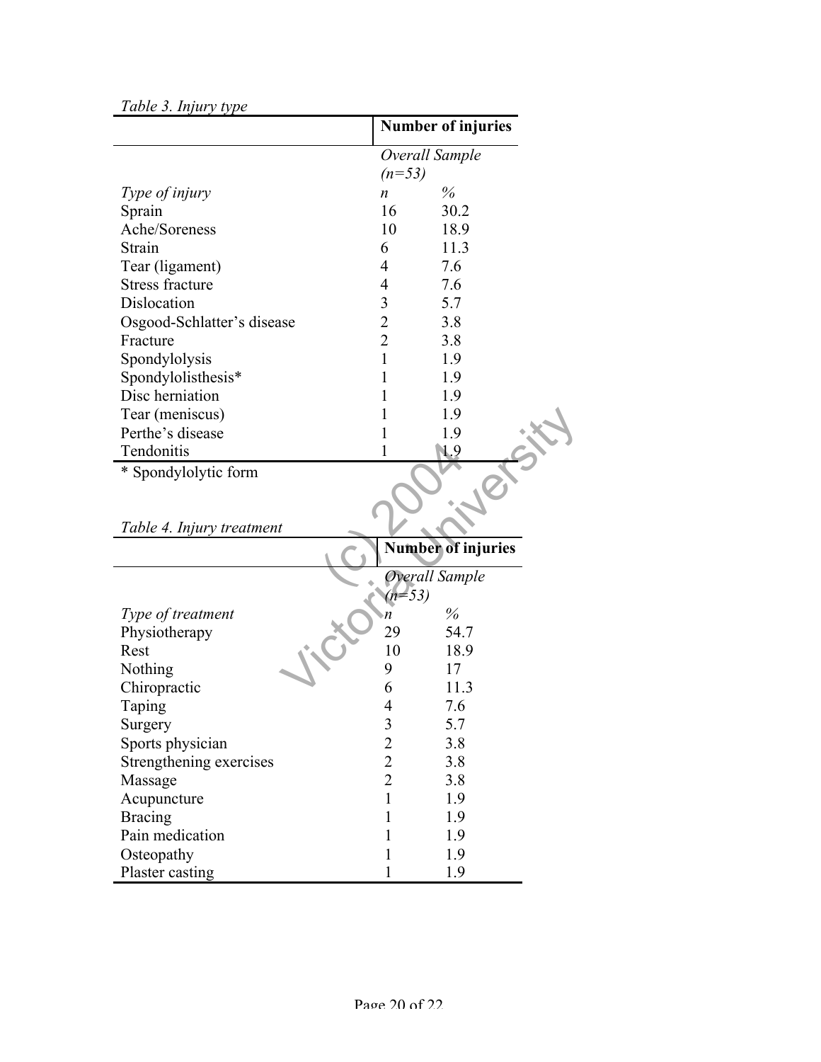*Table 3. Injury type*

| | **Number of injuries** | |
|---|---|---|
| | *Overall Sample (n=53)* | |
| *Type of injury* | *n* | *%* |
| Sprain | 16 | 30.2 |
| Ache/Soreness | 10 | 18.9 |
| Strain | 6 | 11.3 |
| Tear (ligament) | 4 | 7.6 |
| Stress fracture | 4 | 7.6 |
| Dislocation | 3 | 5.7 |
| Osgood-Schlatter's disease | 2 | 3.8 |
| Fracture | 2 | 3.8 |
| Spondylolysis | 1 | 1.9 |
| Spondylolisthesis* | 1 | 1.9 |
| Disc herniation | 1 | 1.9 |
| Tear (meniscus) | 1 | 1.9 |
| Perthe's disease | 1 | 1.9 |
| Tendonitis | 1 | 1.9 |

\* Spondylolytic form

*Table 4. Injury treatment*

| | **Number of injuries** | |
|---|---|---|
| | *Overall Sample (n=53)* | |
| *Type of treatment* | *n* | *%* |
| Physiotherapy | 29 | 54.7 |
| Rest | 10 | 18.9 |
| Nothing | 9 | 17 |
| Chiropractic | 6 | 11.3 |
| Taping | 4 | 7.6 |
| Surgery | 3 | 5.7 |
| Sports physician | 2 | 3.8 |
| Strengthening exercises | 2 | 3.8 |
| Massage | 2 | 3.8 |
| Acupuncture | 1 | 1.9 |
| Bracing | 1 | 1.9 |
| Pain medication | 1 | 1.9 |
| Osteopathy | 1 | 1.9 |
| Plaster casting | 1 | 1.9 |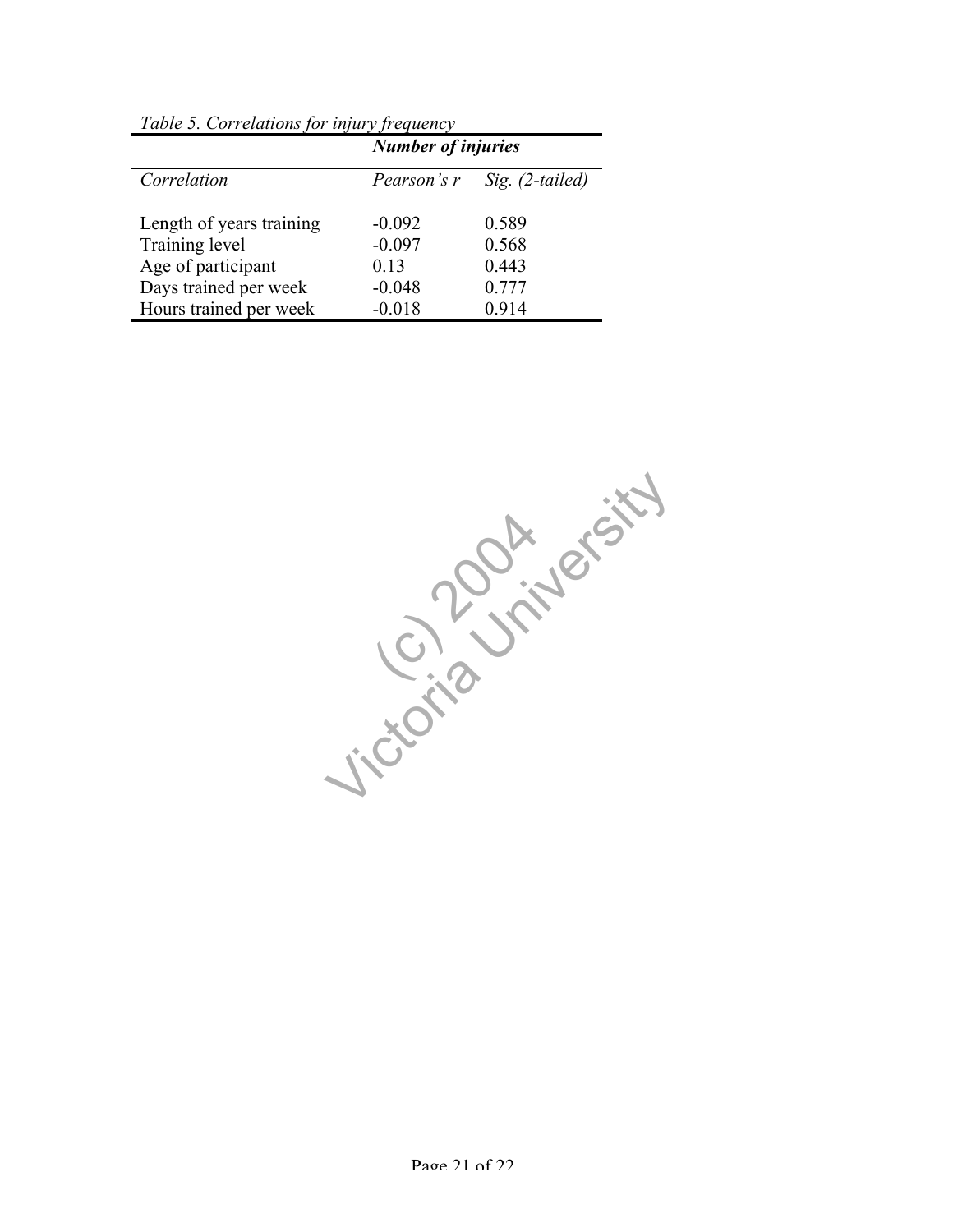*Table 5. Correlations for injury frequency*

| | ***Number of injuries*** | |
|---|---|---|
| *Correlation* | *Pearson's r* | *Sig. (2-tailed)* |
| Length of years training | -0.092 | 0.589 |
| Training level | -0.097 | 0.568 |
| Age of participant | 0.13 | 0.443 |
| Days trained per week | -0.048 | 0.777 |
| Hours trained per week | -0.018 | 0.914 |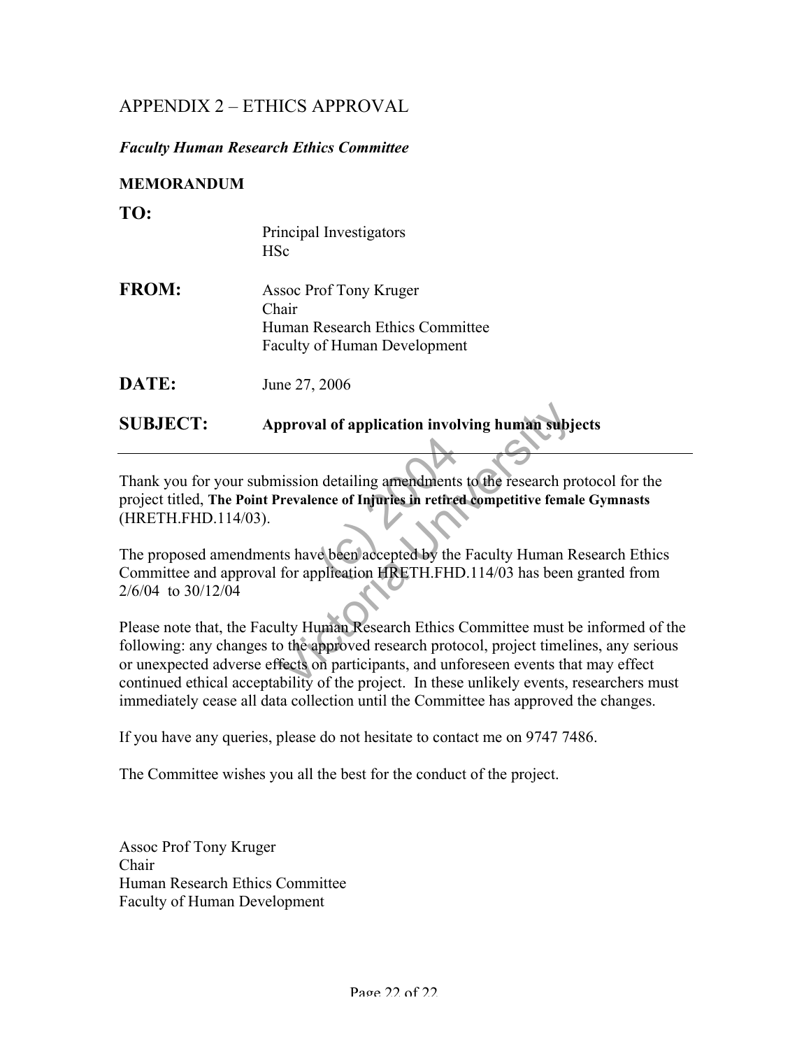## APPENDIX 2 – ETHICS APPROVAL

***Faculty Human Research Ethics Committee***

**MEMORANDUM**

**TO:** Principal Investigators
HSc

**FROM:** Assoc Prof Tony Kruger
Chair
Human Research Ethics Committee
Faculty of Human Development

**DATE:** June 27, 2006

**SUBJECT:** **Approval of application involving human subjects**

---

Thank you for your submission detailing amendments to the research protocol for the project titled, **The Point Prevalence of Injuries in retired competitive female Gymnasts** (HRETH.FHD.114/03).

The proposed amendments have been accepted by the Faculty Human Research Ethics Committee and approval for application HRETH.FHD.114/03 has been granted from 2/6/04 to 30/12/04

Please note that, the Faculty Human Research Ethics Committee must be informed of the following: any changes to the approved research protocol, project timelines, any serious or unexpected adverse effects on participants, and unforeseen events that may effect continued ethical acceptability of the project. In these unlikely events, researchers must immediately cease all data collection until the Committee has approved the changes.

If you have any queries, please do not hesitate to contact me on 9747 7486.

The Committee wishes you all the best for the conduct of the project.

Assoc Prof Tony Kruger
Chair
Human Research Ethics Committee
Faculty of Human Development